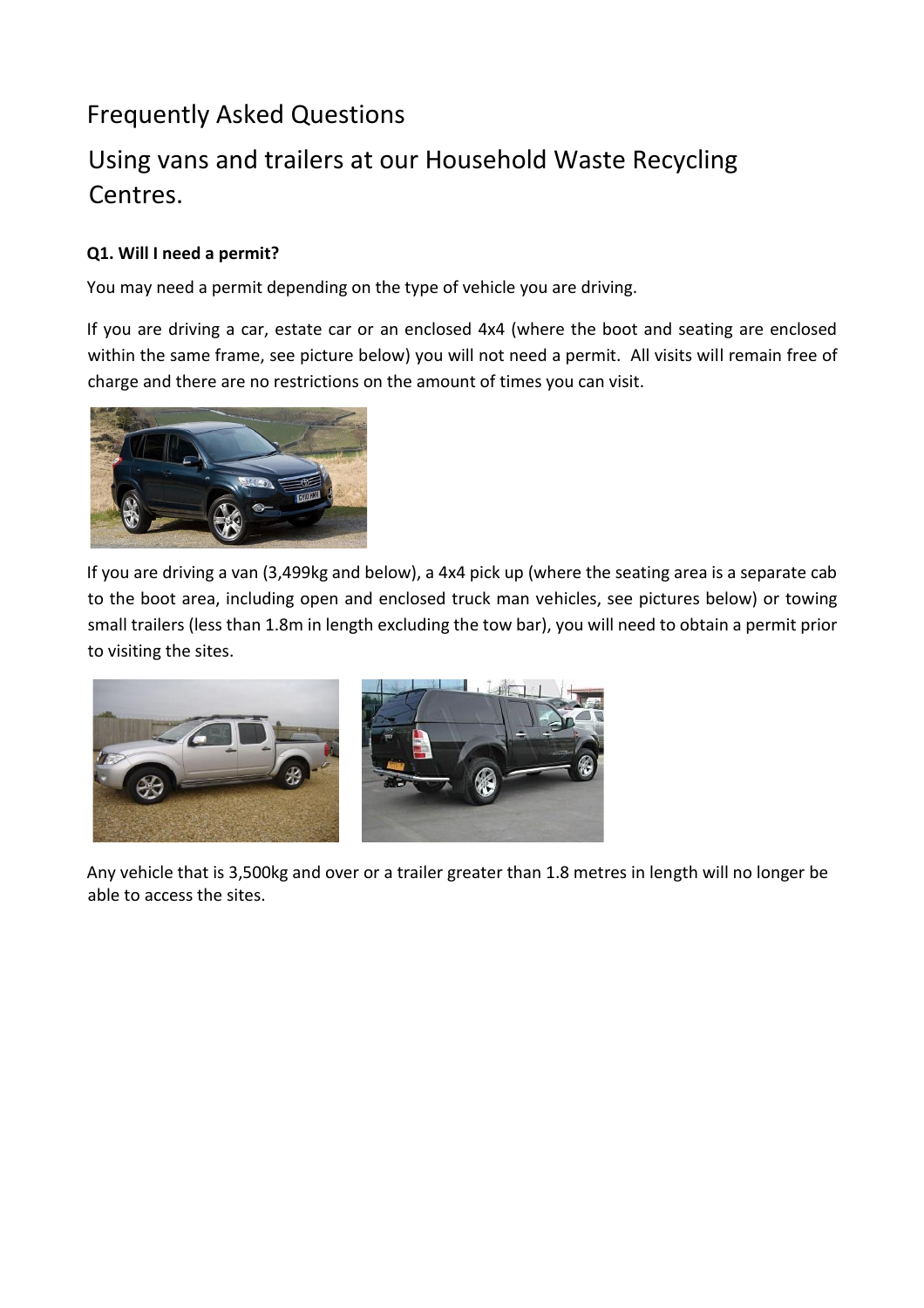# Frequently Asked Questions

## Using vans and trailers at our Household Waste Recycling Centres.

**Q1. Will I need a permit?**

You may need a permit depending on the type of vehicle you are driving.

If you are driving a car, estate car or an enclosed 4x4 (where the boot and seating are enclosed within the same frame, see picture below) you will not need a permit. All visits will remain free of charge and there are no restrictions on the amount of times you can visit.

If you are driving a van (3,499kg and below), a 4x4 pick up (where the seating area is a separate cab to the boot area, including open and enclosed truck man vehicles, see pictures below) or towing small trailers (less than 1.8m in length excluding the tow bar), you will need to obtain a permit prior to visiting the sites.

Any vehicle that is 3,500kg and over or a trailer greater than 1.8 metres in length will no longer be able to access the sites.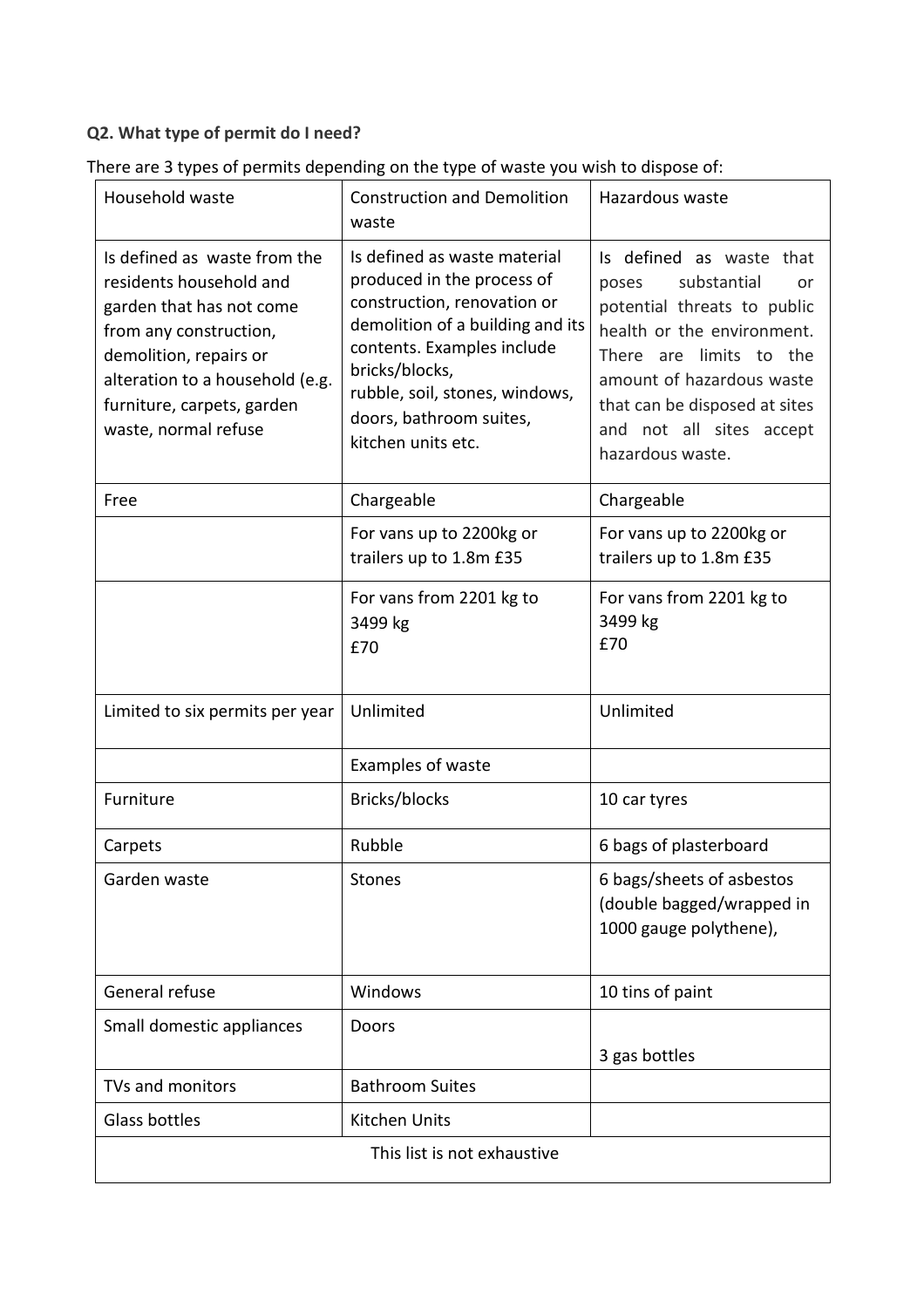**Q2. What type of permit do I need?**

There are 3 types of permits depending on the type of waste you wish to dispose of:

| Household waste | Construction and Demolition waste | Hazardous waste |
|---|---|---|
| Is defined as waste from the residents household and garden that has not come from any construction, demolition, repairs or alteration to a household (e.g. furniture, carpets, garden waste, normal refuse | Is defined as waste material produced in the process of construction, renovation or demolition of a building and its contents. Examples include bricks/blocks, rubble, soil, stones, windows, doors, bathroom suites, kitchen units etc. | Is defined as waste that poses substantial or potential threats to public health or the environment. There are limits to the amount of hazardous waste that can be disposed at sites and not all sites accept hazardous waste. |
| Free | Chargeable | Chargeable |
| | For vans up to 2200kg or trailers up to 1.8m £35 | For vans up to 2200kg or trailers up to 1.8m £35 |
| | For vans from 2201 kg to 3499 kg £70 | For vans from 2201 kg to 3499 kg £70 |
| Limited to six permits per year | Unlimited | Unlimited |
| | Examples of waste | |
| Furniture | Bricks/blocks | 10 car tyres |
| Carpets | Rubble | 6 bags of plasterboard |
| Garden waste | Stones | 6 bags/sheets of asbestos (double bagged/wrapped in 1000 gauge polythene), |
| General refuse | Windows | 10 tins of paint |
| Small domestic appliances | Doors | 3 gas bottles |
| TVs and monitors | Bathroom Suites | |
| Glass bottles | Kitchen Units | |
| This list is not exhaustive | | |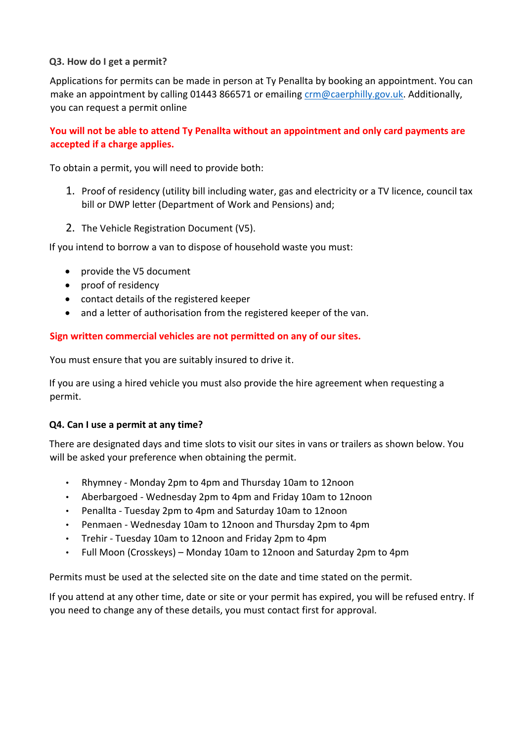**Q3. How do I get a permit?**

Applications for permits can be made in person at Ty Penallta by booking an appointment. You can make an appointment by calling 01443 866571 or emailing crm@caerphilly.gov.uk. Additionally, you can request a permit online

**You will not be able to attend Ty Penallta without an appointment and only card payments are accepted if a charge applies.**

To obtain a permit, you will need to provide both:

1. Proof of residency (utility bill including water, gas and electricity or a TV licence, council tax bill or DWP letter (Department of Work and Pensions) and;
2. The Vehicle Registration Document (V5).

If you intend to borrow a van to dispose of household waste you must:

- provide the V5 document
- proof of residency
- contact details of the registered keeper
- and a letter of authorisation from the registered keeper of the van.

**Sign written commercial vehicles are not permitted on any of our sites.**

You must ensure that you are suitably insured to drive it.

If you are using a hired vehicle you must also provide the hire agreement when requesting a permit.

**Q4. Can I use a permit at any time?**

There are designated days and time slots to visit our sites in vans or trailers as shown below. You will be asked your preference when obtaining the permit.

- Rhymney - Monday 2pm to 4pm and Thursday 10am to 12noon
- Aberbargoed - Wednesday 2pm to 4pm and Friday 10am to 12noon
- Penallta - Tuesday 2pm to 4pm and Saturday 10am to 12noon
- Penmaen - Wednesday 10am to 12noon and Thursday 2pm to 4pm
- Trehir - Tuesday 10am to 12noon and Friday 2pm to 4pm
- Full Moon (Crosskeys) – Monday 10am to 12noon and Saturday 2pm to 4pm

Permits must be used at the selected site on the date and time stated on the permit.

If you attend at any other time, date or site or your permit has expired, you will be refused entry. If you need to change any of these details, you must contact first for approval.